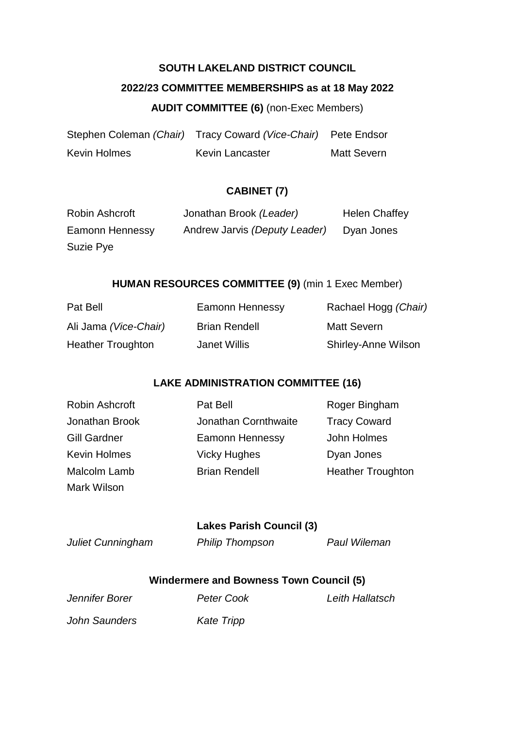**SOUTH LAKELAND DISTRICT COUNCIL**

**2022/23 COMMITTEE MEMBERSHIPS as at 18 May 2022**

**AUDIT COMMITTEE (6)** (non-Exec Members)

| | | |
|---|---|---|
| Stephen Coleman *(Chair)* | Tracy Coward *(Vice-Chair)* | Pete Endsor |
| Kevin Holmes | Kevin Lancaster | Matt Severn |

**CABINET (7)**

| | | |
|---|---|---|
| Robin Ashcroft | Jonathan Brook *(Leader)* | Helen Chaffey |
| Eamonn Hennessy | Andrew Jarvis *(Deputy Leader)* | Dyan Jones |
| Suzie Pye | | |

**HUMAN RESOURCES COMMITTEE (9)** (min 1 Exec Member)

| | | |
|---|---|---|
| Pat Bell | Eamonn Hennessy | Rachael Hogg *(Chair)* |
| Ali Jama *(Vice-Chair)* | Brian Rendell | Matt Severn |
| Heather Troughton | Janet Willis | Shirley-Anne Wilson |

**LAKE ADMINISTRATION COMMITTEE (16)**

| | | |
|---|---|---|
| Robin Ashcroft | Pat Bell | Roger Bingham |
| Jonathan Brook | Jonathan Cornthwaite | Tracy Coward |
| Gill Gardner | Eamonn Hennessy | John Holmes |
| Kevin Holmes | Vicky Hughes | Dyan Jones |
| Malcolm Lamb | Brian Rendell | Heather Troughton |
| Mark Wilson | | |

**Lakes Parish Council (3)**

| | | |
|---|---|---|
| *Juliet Cunningham* | *Philip Thompson* | *Paul Wileman* |

**Windermere and Bowness Town Council (5)**

| | | |
|---|---|---|
| *Jennifer Borer* | *Peter Cook* | *Leith Hallatsch* |
| *John Saunders* | *Kate Tripp* | |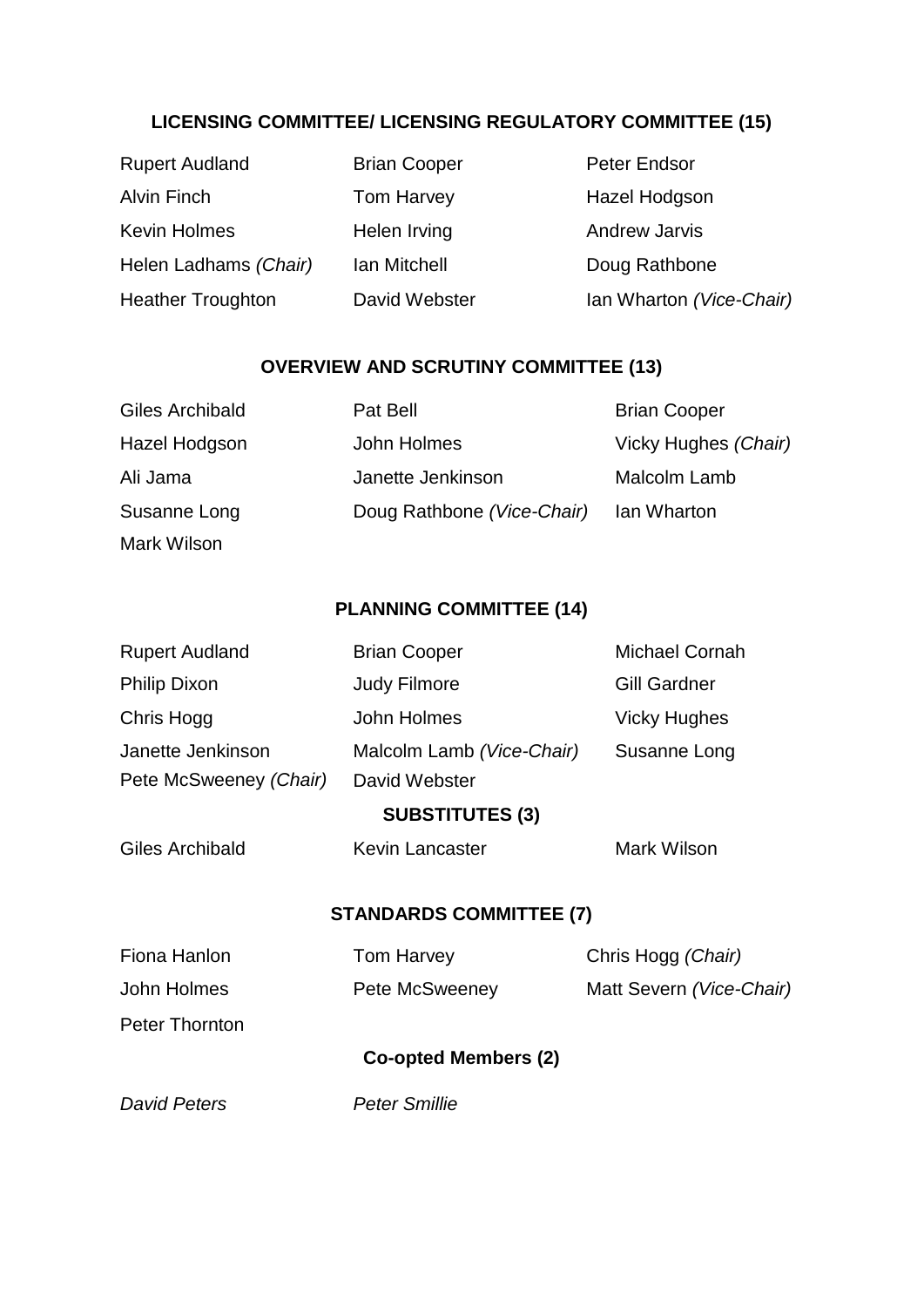**LICENSING COMMITTEE/ LICENSING REGULATORY COMMITTEE (15)**

| | | |
|---|---|---|
| Rupert Audland | Brian Cooper | Peter Endsor |
| Alvin Finch | Tom Harvey | Hazel Hodgson |
| Kevin Holmes | Helen Irving | Andrew Jarvis |
| Helen Ladhams *(Chair)* | Ian Mitchell | Doug Rathbone |
| Heather Troughton | David Webster | Ian Wharton *(Vice-Chair)* |

**OVERVIEW AND SCRUTINY COMMITTEE (13)**

| | | |
|---|---|---|
| Giles Archibald | Pat Bell | Brian Cooper |
| Hazel Hodgson | John Holmes | Vicky Hughes *(Chair)* |
| Ali Jama | Janette Jenkinson | Malcolm Lamb |
| Susanne Long | Doug Rathbone *(Vice-Chair)* | Ian Wharton |
| Mark Wilson | | |

**PLANNING COMMITTEE (14)**

| | | |
|---|---|---|
| Rupert Audland | Brian Cooper | Michael Cornah |
| Philip Dixon | Judy Filmore | Gill Gardner |
| Chris Hogg | John Holmes | Vicky Hughes |
| Janette Jenkinson | Malcolm Lamb *(Vice-Chair)* | Susanne Long |
| Pete McSweeney *(Chair)* | David Webster | |

**SUBSTITUTES (3)**

| | | |
|---|---|---|
| Giles Archibald | Kevin Lancaster | Mark Wilson |

**STANDARDS COMMITTEE (7)**

| | | |
|---|---|---|
| Fiona Hanlon | Tom Harvey | Chris Hogg *(Chair)* |
| John Holmes | Pete McSweeney | Matt Severn *(Vice-Chair)* |
| Peter Thornton | | |

**Co-opted Members (2)**

| | |
|---|---|
| *David Peters* | *Peter Smillie* |